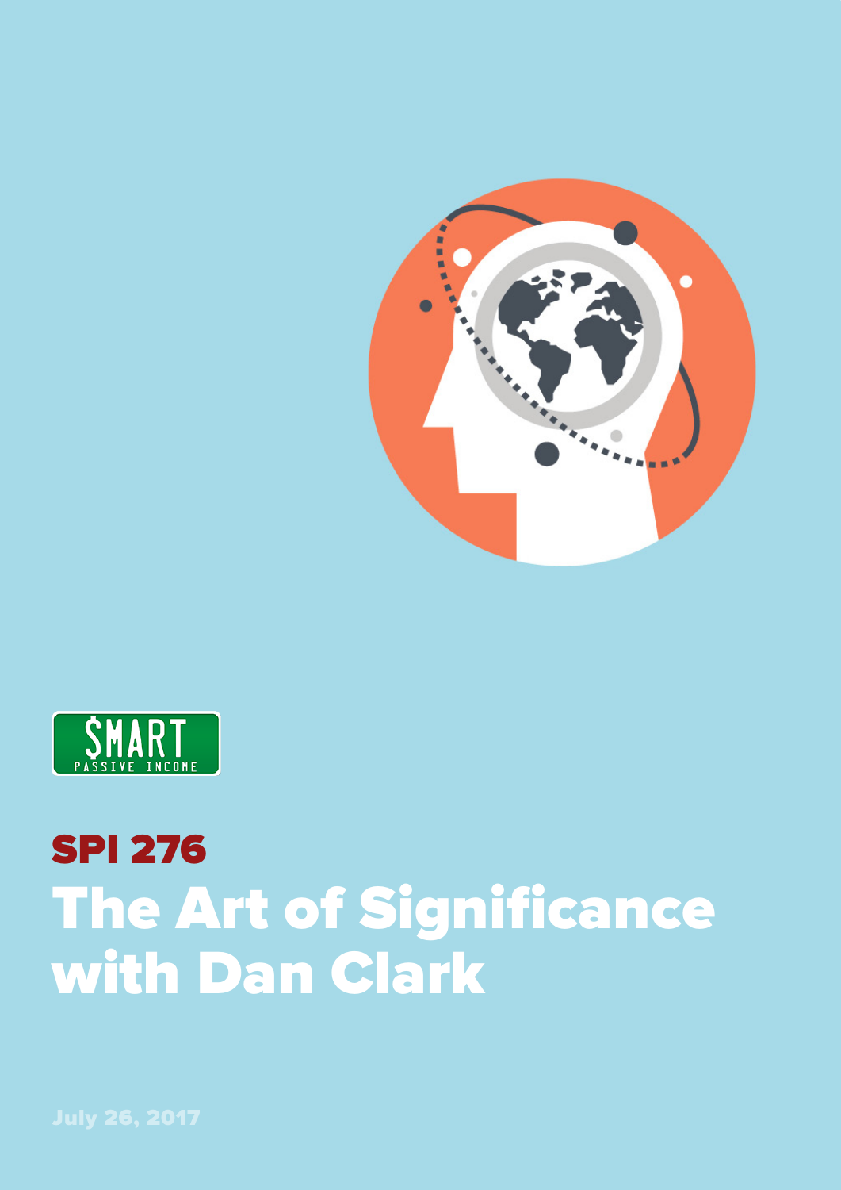SMART PASSIVE INCOME

# SPI 276

# The Art of Significance with Dan Clark

July 26, 2017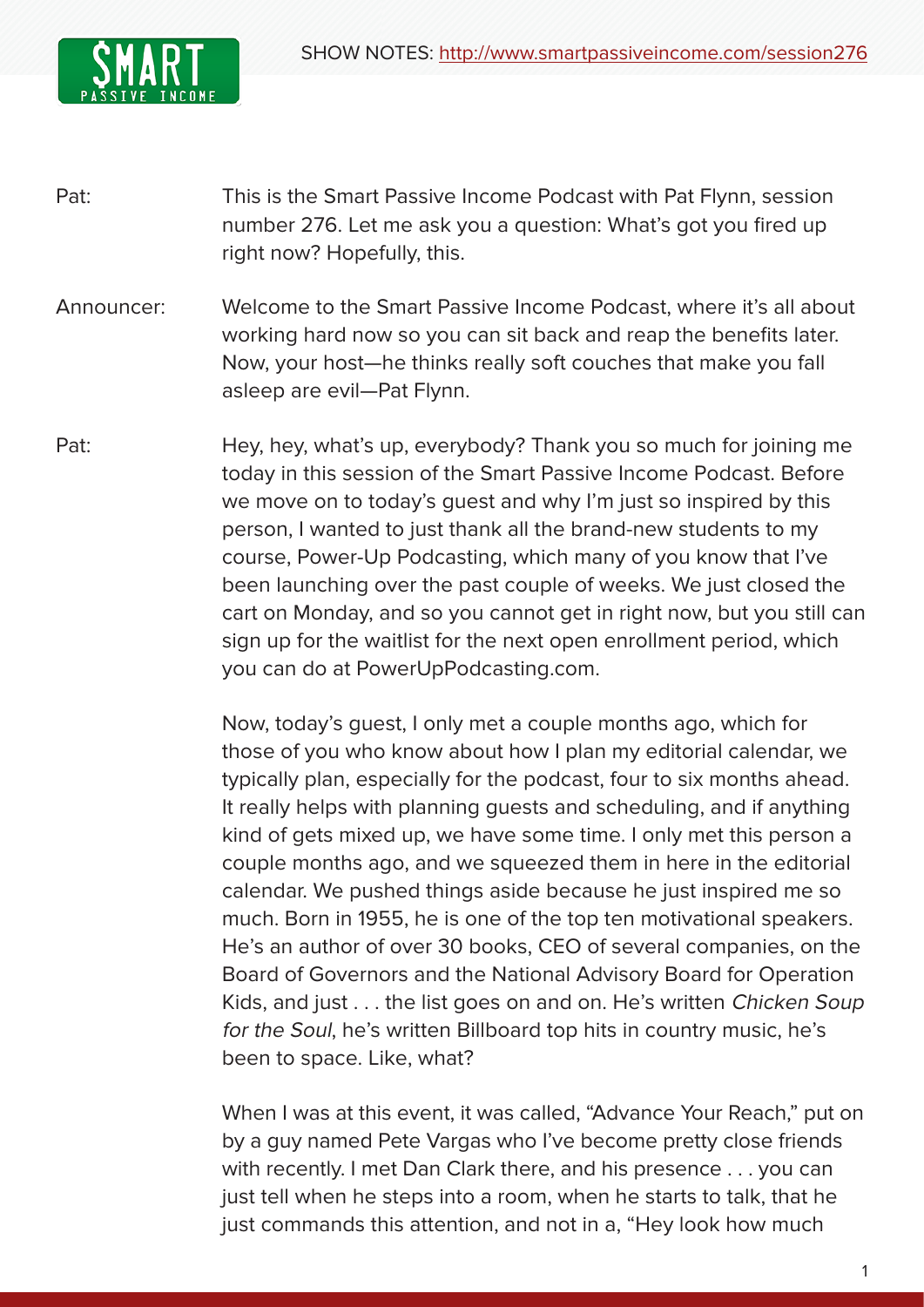Pat: This is the Smart Passive Income Podcast with Pat Flynn, session number 276. Let me ask you a question: What's got you fired up right now? Hopefully, this.

Announcer: Welcome to the Smart Passive Income Podcast, where it's all about working hard now so you can sit back and reap the benefits later. Now, your host—he thinks really soft couches that make you fall asleep are evil—Pat Flynn.

Pat: Hey, hey, what's up, everybody? Thank you so much for joining me today in this session of the Smart Passive Income Podcast. Before we move on to today's guest and why I'm just so inspired by this person, I wanted to just thank all the brand-new students to my course, Power-Up Podcasting, which many of you know that I've been launching over the past couple of weeks. We just closed the cart on Monday, and so you cannot get in right now, but you still can sign up for the waitlist for the next open enrollment period, which you can do at PowerUpPodcasting.com.

Now, today's guest, I only met a couple months ago, which for those of you who know about how I plan my editorial calendar, we typically plan, especially for the podcast, four to six months ahead. It really helps with planning guests and scheduling, and if anything kind of gets mixed up, we have some time. I only met this person a couple months ago, and we squeezed them in here in the editorial calendar. We pushed things aside because he just inspired me so much. Born in 1955, he is one of the top ten motivational speakers. He's an author of over 30 books, CEO of several companies, on the Board of Governors and the National Advisory Board for Operation Kids, and just . . . the list goes on and on. He's written *Chicken Soup for the Soul*, he's written Billboard top hits in country music, he's been to space. Like, what?

When I was at this event, it was called, "Advance Your Reach," put on by a guy named Pete Vargas who I've become pretty close friends with recently. I met Dan Clark there, and his presence . . . you can just tell when he steps into a room, when he starts to talk, that he just commands this attention, and not in a, "Hey look how much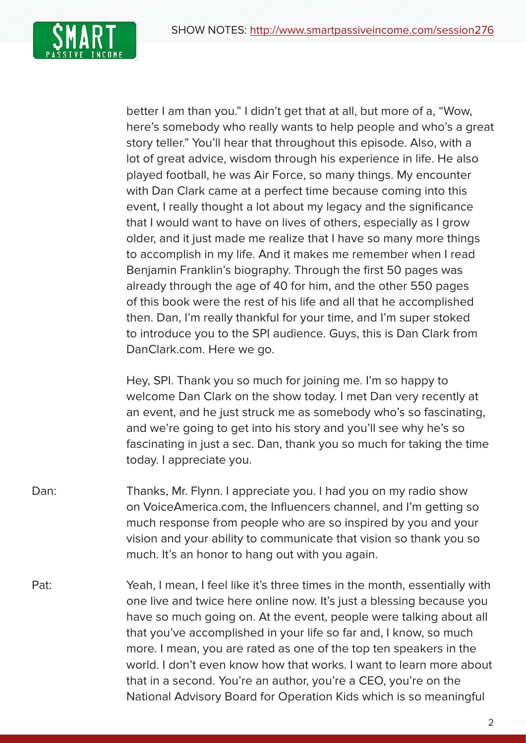better I am than you." I didn't get that at all, but more of a, "Wow, here's somebody who really wants to help people and who's a great story teller." You'll hear that throughout this episode. Also, with a lot of great advice, wisdom through his experience in life. He also played football, he was Air Force, so many things. My encounter with Dan Clark came at a perfect time because coming into this event, I really thought a lot about my legacy and the significance that I would want to have on lives of others, especially as I grow older, and it just made me realize that I have so many more things to accomplish in my life. And it makes me remember when I read Benjamin Franklin's biography. Through the first 50 pages was already through the age of 40 for him, and the other 550 pages of this book were the rest of his life and all that he accomplished then. Dan, I'm really thankful for your time, and I'm super stoked to introduce you to the SPI audience. Guys, this is Dan Clark from DanClark.com. Here we go.

Hey, SPI. Thank you so much for joining me. I'm so happy to welcome Dan Clark on the show today. I met Dan very recently at an event, and he just struck me as somebody who's so fascinating, and we're going to get into his story and you'll see why he's so fascinating in just a sec. Dan, thank you so much for taking the time today. I appreciate you.

Dan: Thanks, Mr. Flynn. I appreciate you. I had you on my radio show on VoiceAmerica.com, the Influencers channel, and I'm getting so much response from people who are so inspired by you and your vision and your ability to communicate that vision so thank you so much. It's an honor to hang out with you again.

Pat: Yeah, I mean, I feel like it's three times in the month, essentially with one live and twice here online now. It's just a blessing because you have so much going on. At the event, people were talking about all that you've accomplished in your life so far and, I know, so much more. I mean, you are rated as one of the top ten speakers in the world. I don't even know how that works. I want to learn more about that in a second. You're an author, you're a CEO, you're on the National Advisory Board for Operation Kids which is so meaningful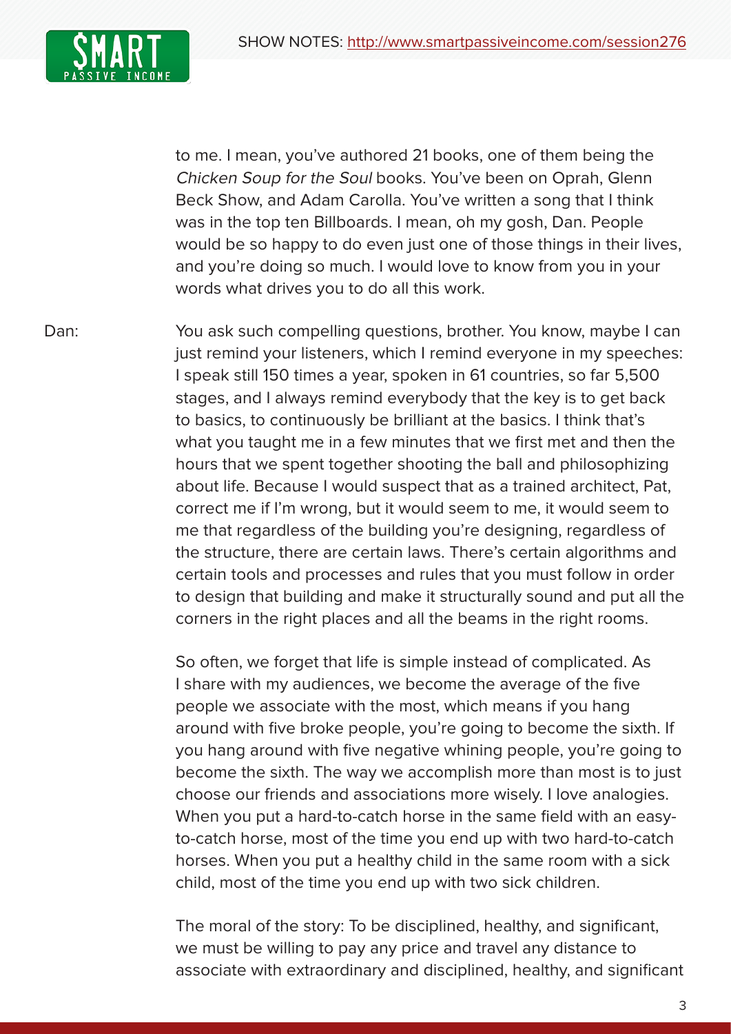to me. I mean, you've authored 21 books, one of them being the *Chicken Soup for the Soul* books. You've been on Oprah, Glenn Beck Show, and Adam Carolla. You've written a song that I think was in the top ten Billboards. I mean, oh my gosh, Dan. People would be so happy to do even just one of those things in their lives, and you're doing so much. I would love to know from you in your words what drives you to do all this work.

Dan: You ask such compelling questions, brother. You know, maybe I can just remind your listeners, which I remind everyone in my speeches: I speak still 150 times a year, spoken in 61 countries, so far 5,500 stages, and I always remind everybody that the key is to get back to basics, to continuously be brilliant at the basics. I think that's what you taught me in a few minutes that we first met and then the hours that we spent together shooting the ball and philosophizing about life. Because I would suspect that as a trained architect, Pat, correct me if I'm wrong, but it would seem to me, it would seem to me that regardless of the building you're designing, regardless of the structure, there are certain laws. There's certain algorithms and certain tools and processes and rules that you must follow in order to design that building and make it structurally sound and put all the corners in the right places and all the beams in the right rooms.

So often, we forget that life is simple instead of complicated. As I share with my audiences, we become the average of the five people we associate with the most, which means if you hang around with five broke people, you're going to become the sixth. If you hang around with five negative whining people, you're going to become the sixth. The way we accomplish more than most is to just choose our friends and associations more wisely. I love analogies. When you put a hard-to-catch horse in the same field with an easy-to-catch horse, most of the time you end up with two hard-to-catch horses. When you put a healthy child in the same room with a sick child, most of the time you end up with two sick children.

The moral of the story: To be disciplined, healthy, and significant, we must be willing to pay any price and travel any distance to associate with extraordinary and disciplined, healthy, and significant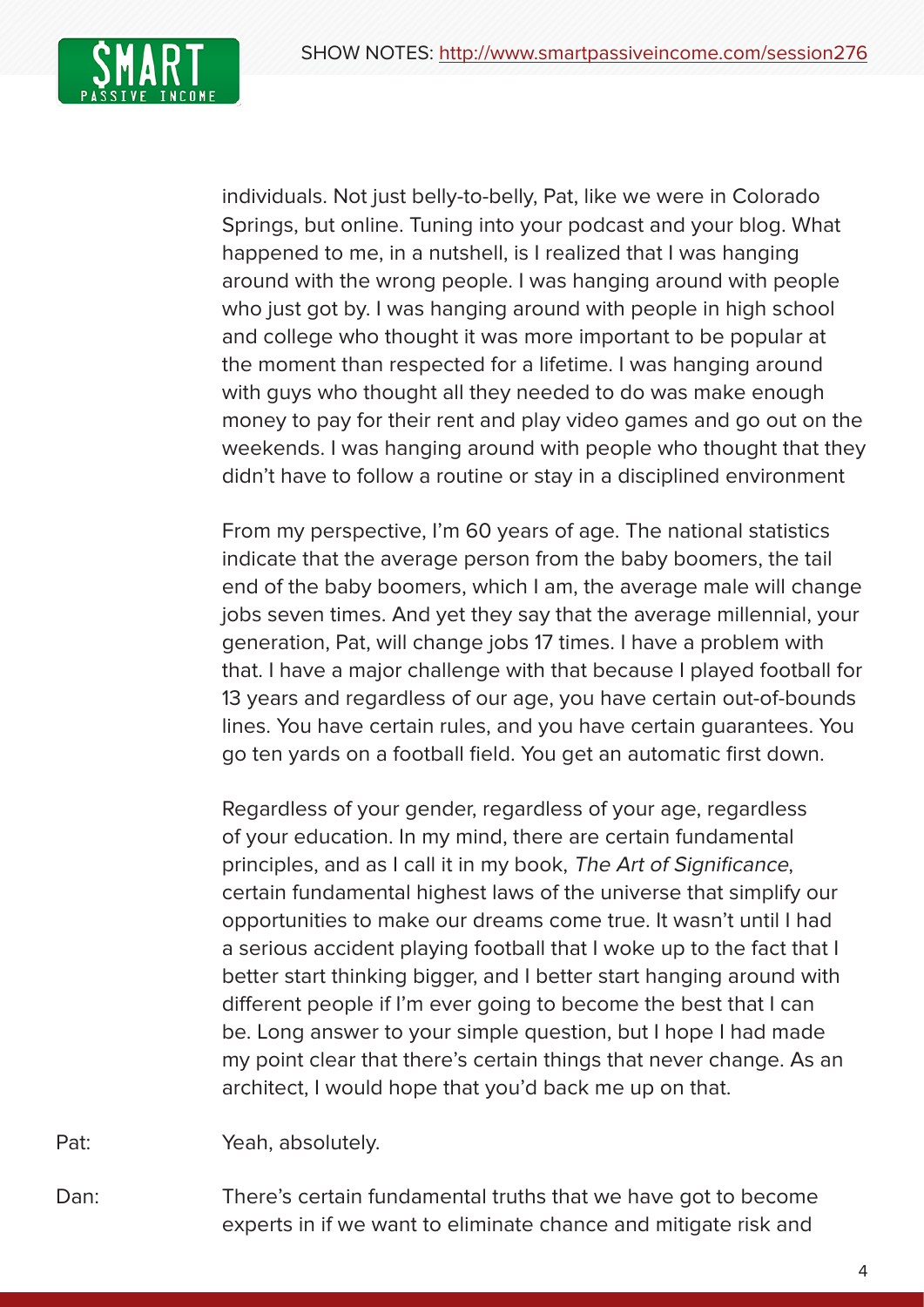individuals. Not just belly-to-belly, Pat, like we were in Colorado Springs, but online. Tuning into your podcast and your blog. What happened to me, in a nutshell, is I realized that I was hanging around with the wrong people. I was hanging around with people who just got by. I was hanging around with people in high school and college who thought it was more important to be popular at the moment than respected for a lifetime. I was hanging around with guys who thought all they needed to do was make enough money to pay for their rent and play video games and go out on the weekends. I was hanging around with people who thought that they didn't have to follow a routine or stay in a disciplined environment

From my perspective, I'm 60 years of age. The national statistics indicate that the average person from the baby boomers, the tail end of the baby boomers, which I am, the average male will change jobs seven times. And yet they say that the average millennial, your generation, Pat, will change jobs 17 times. I have a problem with that. I have a major challenge with that because I played football for 13 years and regardless of our age, you have certain out-of-bounds lines. You have certain rules, and you have certain guarantees. You go ten yards on a football field. You get an automatic first down.

Regardless of your gender, regardless of your age, regardless of your education. In my mind, there are certain fundamental principles, and as I call it in my book, *The Art of Significance*, certain fundamental highest laws of the universe that simplify our opportunities to make our dreams come true. It wasn't until I had a serious accident playing football that I woke up to the fact that I better start thinking bigger, and I better start hanging around with different people if I'm ever going to become the best that I can be. Long answer to your simple question, but I hope I had made my point clear that there's certain things that never change. As an architect, I would hope that you'd back me up on that.

Pat: Yeah, absolutely.

Dan: There's certain fundamental truths that we have got to become experts in if we want to eliminate chance and mitigate risk and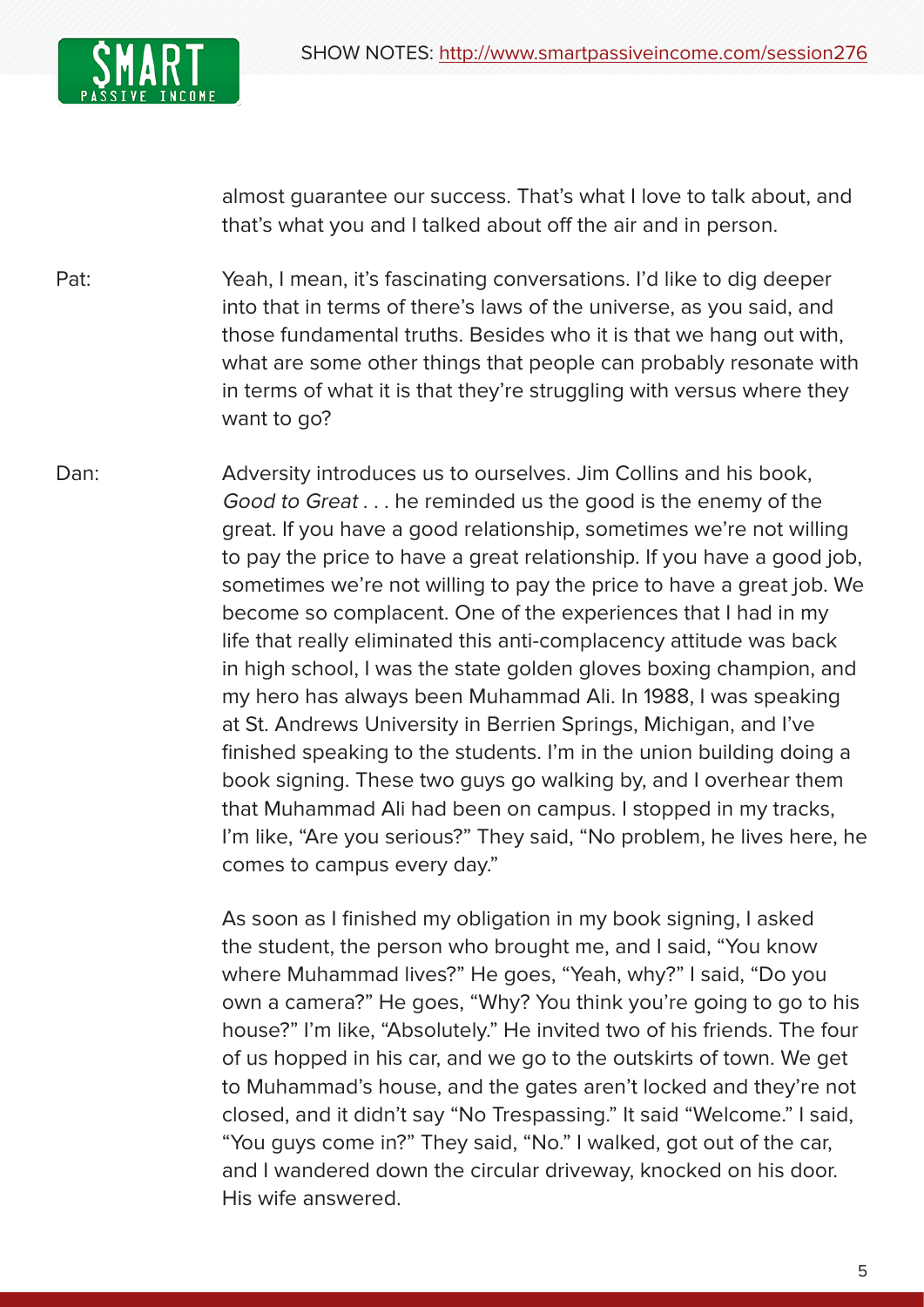almost guarantee our success. That's what I love to talk about, and that's what you and I talked about off the air and in person.

Pat: Yeah, I mean, it's fascinating conversations. I'd like to dig deeper into that in terms of there's laws of the universe, as you said, and those fundamental truths. Besides who it is that we hang out with, what are some other things that people can probably resonate with in terms of what it is that they're struggling with versus where they want to go?

Dan: Adversity introduces us to ourselves. Jim Collins and his book, *Good to Great* . . . he reminded us the good is the enemy of the great. If you have a good relationship, sometimes we're not willing to pay the price to have a great relationship. If you have a good job, sometimes we're not willing to pay the price to have a great job. We become so complacent. One of the experiences that I had in my life that really eliminated this anti-complacency attitude was back in high school, I was the state golden gloves boxing champion, and my hero has always been Muhammad Ali. In 1988, I was speaking at St. Andrews University in Berrien Springs, Michigan, and I've finished speaking to the students. I'm in the union building doing a book signing. These two guys go walking by, and I overhear them that Muhammad Ali had been on campus. I stopped in my tracks, I'm like, "Are you serious?" They said, "No problem, he lives here, he comes to campus every day."

As soon as I finished my obligation in my book signing, I asked the student, the person who brought me, and I said, "You know where Muhammad lives?" He goes, "Yeah, why?" I said, "Do you own a camera?" He goes, "Why? You think you're going to go to his house?" I'm like, "Absolutely." He invited two of his friends. The four of us hopped in his car, and we go to the outskirts of town. We get to Muhammad's house, and the gates aren't locked and they're not closed, and it didn't say "No Trespassing." It said "Welcome." I said, "You guys come in?" They said, "No." I walked, got out of the car, and I wandered down the circular driveway, knocked on his door. His wife answered.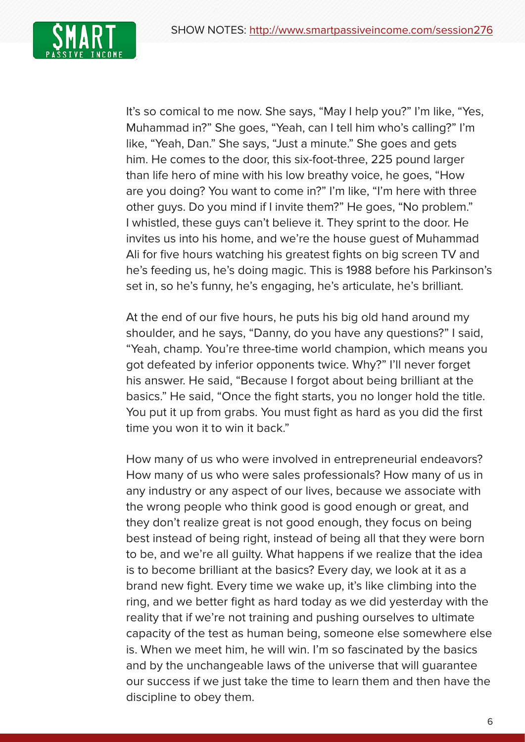It's so comical to me now. She says, "May I help you?" I'm like, "Yes, Muhammad in?" She goes, "Yeah, can I tell him who's calling?" I'm like, "Yeah, Dan." She says, "Just a minute." She goes and gets him. He comes to the door, this six-foot-three, 225 pound larger than life hero of mine with his low breathy voice, he goes, "How are you doing? You want to come in?" I'm like, "I'm here with three other guys. Do you mind if I invite them?" He goes, "No problem." I whistled, these guys can't believe it. They sprint to the door. He invites us into his home, and we're the house guest of Muhammad Ali for five hours watching his greatest fights on big screen TV and he's feeding us, he's doing magic. This is 1988 before his Parkinson's set in, so he's funny, he's engaging, he's articulate, he's brilliant.

At the end of our five hours, he puts his big old hand around my shoulder, and he says, "Danny, do you have any questions?" I said, "Yeah, champ. You're three-time world champion, which means you got defeated by inferior opponents twice. Why?" I'll never forget his answer. He said, "Because I forgot about being brilliant at the basics." He said, "Once the fight starts, you no longer hold the title. You put it up from grabs. You must fight as hard as you did the first time you won it to win it back."

How many of us who were involved in entrepreneurial endeavors? How many of us who were sales professionals? How many of us in any industry or any aspect of our lives, because we associate with the wrong people who think good is good enough or great, and they don't realize great is not good enough, they focus on being best instead of being right, instead of being all that they were born to be, and we're all guilty. What happens if we realize that the idea is to become brilliant at the basics? Every day, we look at it as a brand new fight. Every time we wake up, it's like climbing into the ring, and we better fight as hard today as we did yesterday with the reality that if we're not training and pushing ourselves to ultimate capacity of the test as human being, someone else somewhere else is. When we meet him, he will win. I'm so fascinated by the basics and by the unchangeable laws of the universe that will guarantee our success if we just take the time to learn them and then have the discipline to obey them.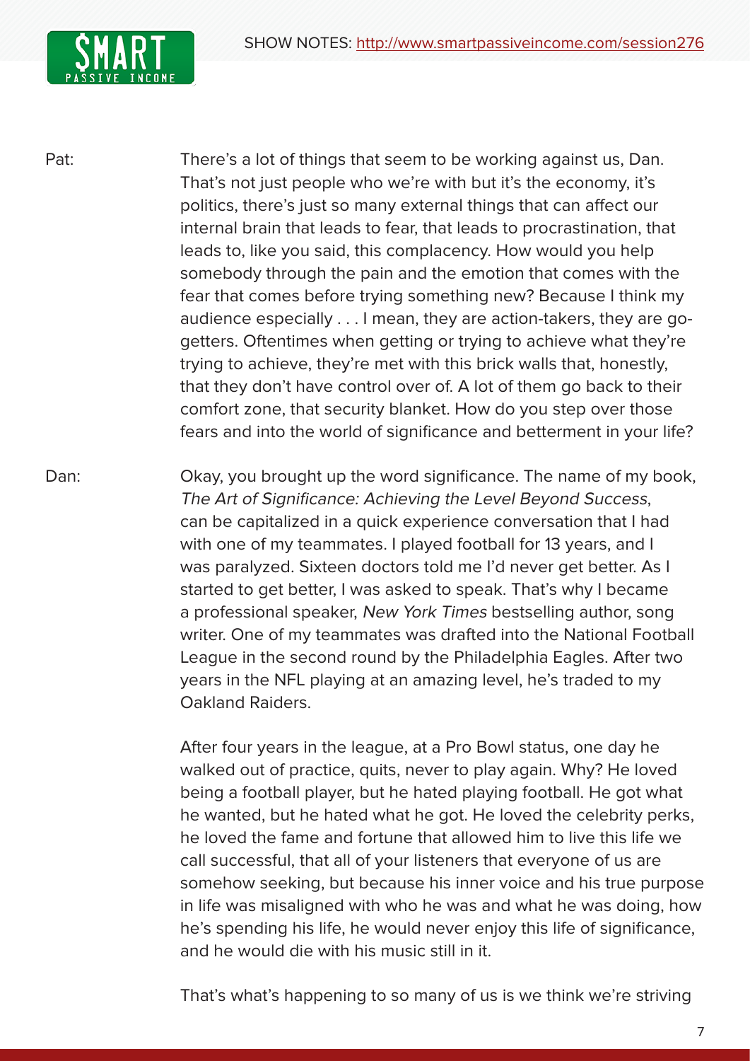Pat: There's a lot of things that seem to be working against us, Dan. That's not just people who we're with but it's the economy, it's politics, there's just so many external things that can affect our internal brain that leads to fear, that leads to procrastination, that leads to, like you said, this complacency. How would you help somebody through the pain and the emotion that comes with the fear that comes before trying something new? Because I think my audience especially . . . I mean, they are action-takers, they are go-getters. Oftentimes when getting or trying to achieve what they're trying to achieve, they're met with this brick walls that, honestly, that they don't have control over of. A lot of them go back to their comfort zone, that security blanket. How do you step over those fears and into the world of significance and betterment in your life?

Dan: Okay, you brought up the word significance. The name of my book, *The Art of Significance: Achieving the Level Beyond Success*, can be capitalized in a quick experience conversation that I had with one of my teammates. I played football for 13 years, and I was paralyzed. Sixteen doctors told me I'd never get better. As I started to get better, I was asked to speak. That's why I became a professional speaker, *New York Times* bestselling author, song writer. One of my teammates was drafted into the National Football League in the second round by the Philadelphia Eagles. After two years in the NFL playing at an amazing level, he's traded to my Oakland Raiders.

After four years in the league, at a Pro Bowl status, one day he walked out of practice, quits, never to play again. Why? He loved being a football player, but he hated playing football. He got what he wanted, but he hated what he got. He loved the celebrity perks, he loved the fame and fortune that allowed him to live this life we call successful, that all of your listeners that everyone of us are somehow seeking, but because his inner voice and his true purpose in life was misaligned with who he was and what he was doing, how he's spending his life, he would never enjoy this life of significance, and he would die with his music still in it.

That's what's happening to so many of us is we think we're striving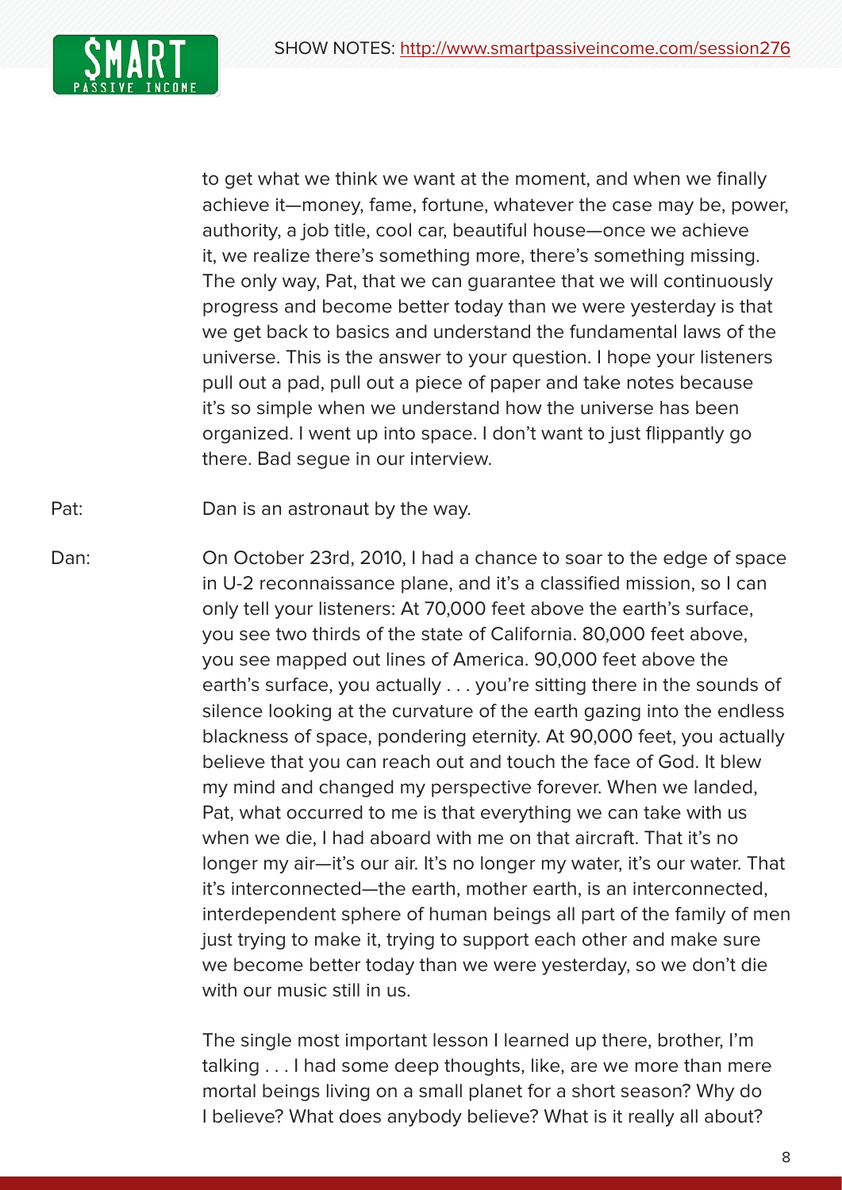to get what we think we want at the moment, and when we finally achieve it—money, fame, fortune, whatever the case may be, power, authority, a job title, cool car, beautiful house—once we achieve it, we realize there's something more, there's something missing. The only way, Pat, that we can guarantee that we will continuously progress and become better today than we were yesterday is that we get back to basics and understand the fundamental laws of the universe. This is the answer to your question. I hope your listeners pull out a pad, pull out a piece of paper and take notes because it's so simple when we understand how the universe has been organized. I went up into space. I don't want to just flippantly go there. Bad segue in our interview.

Pat: Dan is an astronaut by the way.

Dan: On October 23rd, 2010, I had a chance to soar to the edge of space in U-2 reconnaissance plane, and it's a classified mission, so I can only tell your listeners: At 70,000 feet above the earth's surface, you see two thirds of the state of California. 80,000 feet above, you see mapped out lines of America. 90,000 feet above the earth's surface, you actually . . . you're sitting there in the sounds of silence looking at the curvature of the earth gazing into the endless blackness of space, pondering eternity. At 90,000 feet, you actually believe that you can reach out and touch the face of God. It blew my mind and changed my perspective forever. When we landed, Pat, what occurred to me is that everything we can take with us when we die, I had aboard with me on that aircraft. That it's no longer my air—it's our air. It's no longer my water, it's our water. That it's interconnected—the earth, mother earth, is an interconnected, interdependent sphere of human beings all part of the family of men just trying to make it, trying to support each other and make sure we become better today than we were yesterday, so we don't die with our music still in us.

The single most important lesson I learned up there, brother, I'm talking . . . I had some deep thoughts, like, are we more than mere mortal beings living on a small planet for a short season? Why do I believe? What does anybody believe? What is it really all about?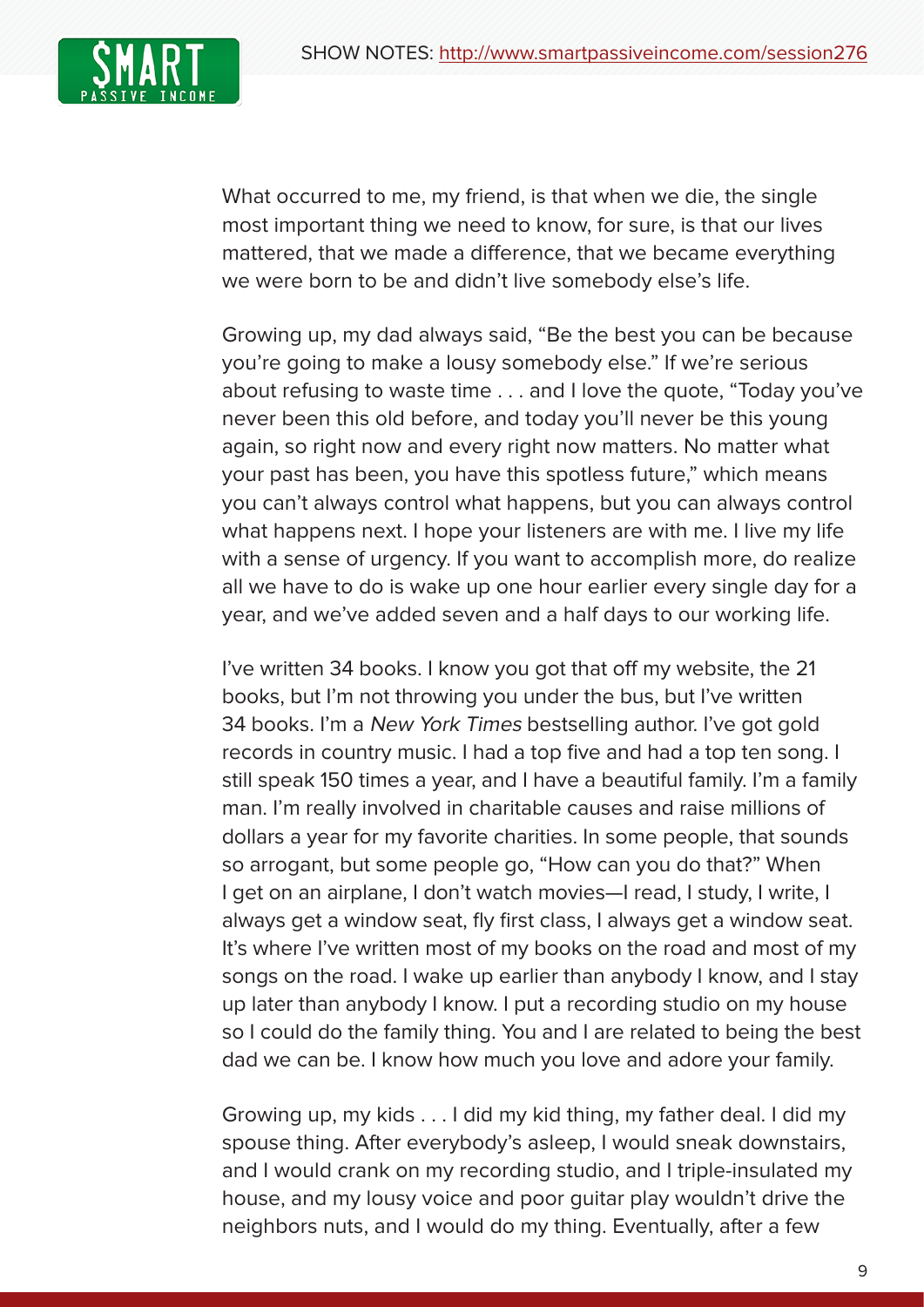What occurred to me, my friend, is that when we die, the single most important thing we need to know, for sure, is that our lives mattered, that we made a difference, that we became everything we were born to be and didn't live somebody else's life.

Growing up, my dad always said, "Be the best you can be because you're going to make a lousy somebody else." If we're serious about refusing to waste time . . . and I love the quote, "Today you've never been this old before, and today you'll never be this young again, so right now and every right now matters. No matter what your past has been, you have this spotless future," which means you can't always control what happens, but you can always control what happens next. I hope your listeners are with me. I live my life with a sense of urgency. If you want to accomplish more, do realize all we have to do is wake up one hour earlier every single day for a year, and we've added seven and a half days to our working life.

I've written 34 books. I know you got that off my website, the 21 books, but I'm not throwing you under the bus, but I've written 34 books. I'm a *New York Times* bestselling author. I've got gold records in country music. I had a top five and had a top ten song. I still speak 150 times a year, and I have a beautiful family. I'm a family man. I'm really involved in charitable causes and raise millions of dollars a year for my favorite charities. In some people, that sounds so arrogant, but some people go, "How can you do that?" When I get on an airplane, I don't watch movies—I read, I study, I write, I always get a window seat, fly first class, I always get a window seat. It's where I've written most of my books on the road and most of my songs on the road. I wake up earlier than anybody I know, and I stay up later than anybody I know. I put a recording studio on my house so I could do the family thing. You and I are related to being the best dad we can be. I know how much you love and adore your family.

Growing up, my kids . . . I did my kid thing, my father deal. I did my spouse thing. After everybody's asleep, I would sneak downstairs, and I would crank on my recording studio, and I triple-insulated my house, and my lousy voice and poor guitar play wouldn't drive the neighbors nuts, and I would do my thing. Eventually, after a few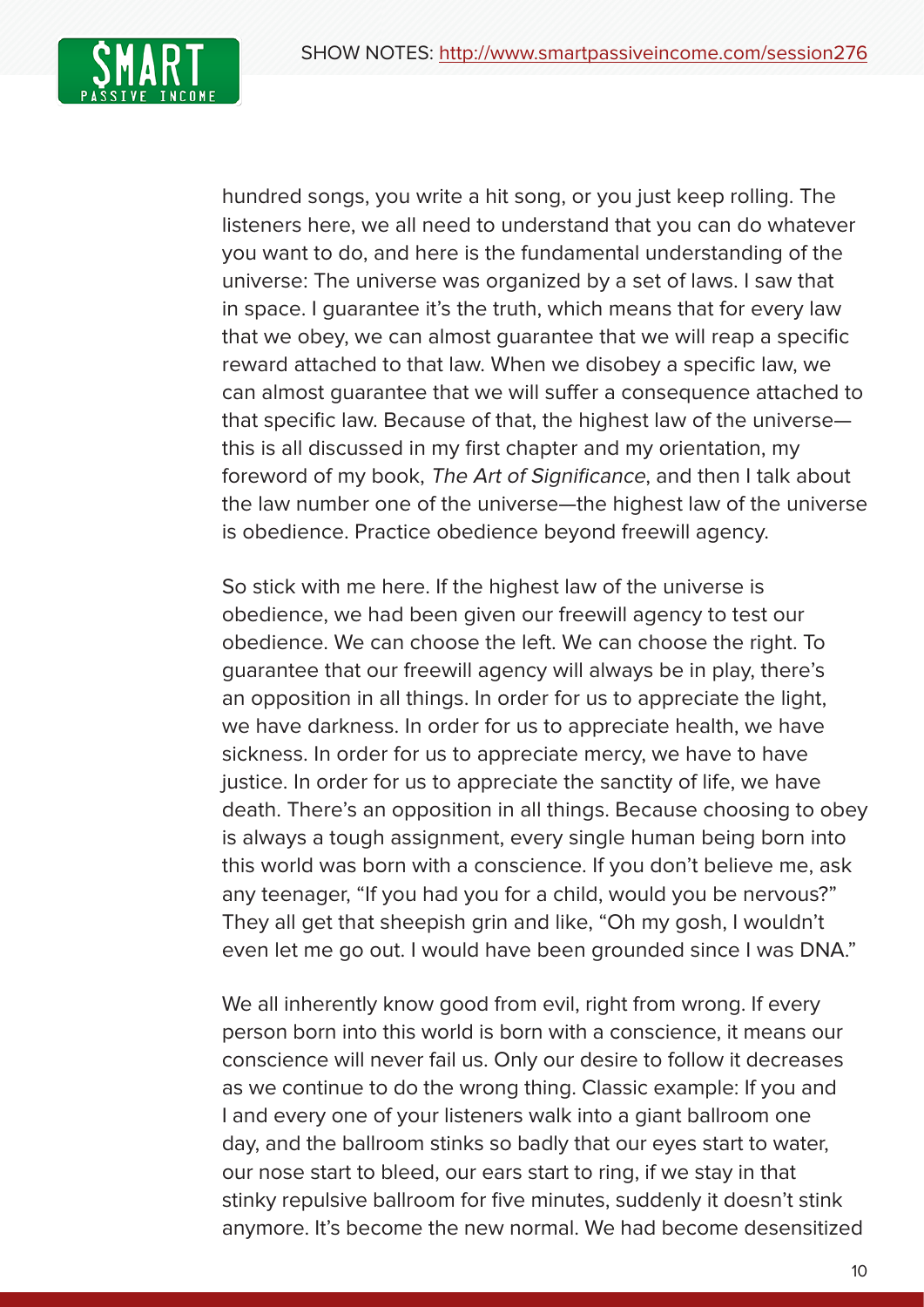hundred songs, you write a hit song, or you just keep rolling. The listeners here, we all need to understand that you can do whatever you want to do, and here is the fundamental understanding of the universe: The universe was organized by a set of laws. I saw that in space. I guarantee it's the truth, which means that for every law that we obey, we can almost guarantee that we will reap a specific reward attached to that law. When we disobey a specific law, we can almost guarantee that we will suffer a consequence attached to that specific law. Because of that, the highest law of the universe—this is all discussed in my first chapter and my orientation, my foreword of my book, *The Art of Significance*, and then I talk about the law number one of the universe—the highest law of the universe is obedience. Practice obedience beyond freewill agency.

So stick with me here. If the highest law of the universe is obedience, we had been given our freewill agency to test our obedience. We can choose the left. We can choose the right. To guarantee that our freewill agency will always be in play, there's an opposition in all things. In order for us to appreciate the light, we have darkness. In order for us to appreciate health, we have sickness. In order for us to appreciate mercy, we have to have justice. In order for us to appreciate the sanctity of life, we have death. There's an opposition in all things. Because choosing to obey is always a tough assignment, every single human being born into this world was born with a conscience. If you don't believe me, ask any teenager, "If you had you for a child, would you be nervous?" They all get that sheepish grin and like, "Oh my gosh, I wouldn't even let me go out. I would have been grounded since I was DNA."

We all inherently know good from evil, right from wrong. If every person born into this world is born with a conscience, it means our conscience will never fail us. Only our desire to follow it decreases as we continue to do the wrong thing. Classic example: If you and I and every one of your listeners walk into a giant ballroom one day, and the ballroom stinks so badly that our eyes start to water, our nose start to bleed, our ears start to ring, if we stay in that stinky repulsive ballroom for five minutes, suddenly it doesn't stink anymore. It's become the new normal. We had become desensitized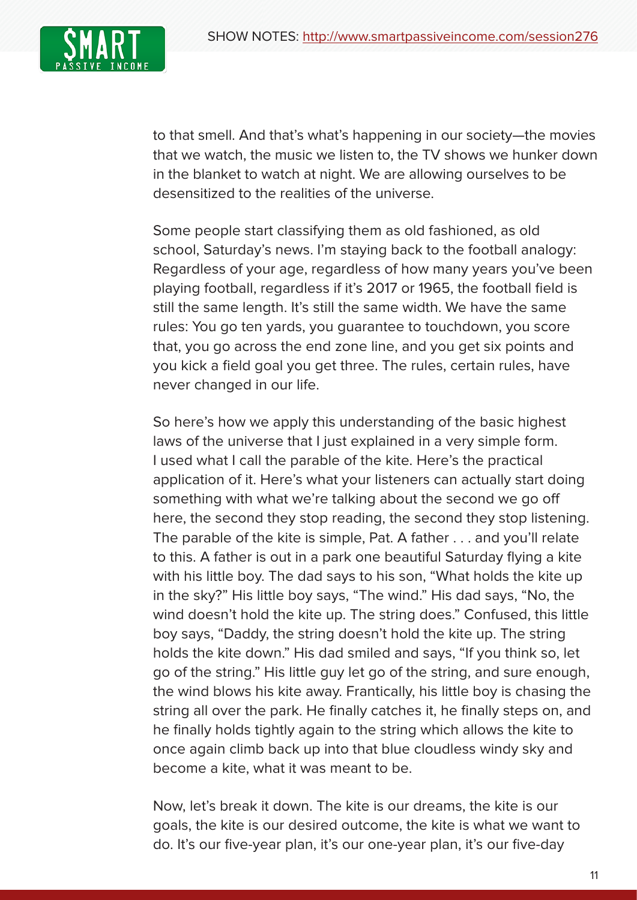to that smell. And that's what's happening in our society—the movies that we watch, the music we listen to, the TV shows we hunker down in the blanket to watch at night. We are allowing ourselves to be desensitized to the realities of the universe.

Some people start classifying them as old fashioned, as old school, Saturday's news. I'm staying back to the football analogy: Regardless of your age, regardless of how many years you've been playing football, regardless if it's 2017 or 1965, the football field is still the same length. It's still the same width. We have the same rules: You go ten yards, you guarantee to touchdown, you score that, you go across the end zone line, and you get six points and you kick a field goal you get three. The rules, certain rules, have never changed in our life.

So here's how we apply this understanding of the basic highest laws of the universe that I just explained in a very simple form. I used what I call the parable of the kite. Here's the practical application of it. Here's what your listeners can actually start doing something with what we're talking about the second we go off here, the second they stop reading, the second they stop listening. The parable of the kite is simple, Pat. A father . . . and you'll relate to this. A father is out in a park one beautiful Saturday flying a kite with his little boy. The dad says to his son, "What holds the kite up in the sky?" His little boy says, "The wind." His dad says, "No, the wind doesn't hold the kite up. The string does." Confused, this little boy says, "Daddy, the string doesn't hold the kite up. The string holds the kite down." His dad smiled and says, "If you think so, let go of the string." His little guy let go of the string, and sure enough, the wind blows his kite away. Frantically, his little boy is chasing the string all over the park. He finally catches it, he finally steps on, and he finally holds tightly again to the string which allows the kite to once again climb back up into that blue cloudless windy sky and become a kite, what it was meant to be.

Now, let's break it down. The kite is our dreams, the kite is our goals, the kite is our desired outcome, the kite is what we want to do. It's our five-year plan, it's our one-year plan, it's our five-day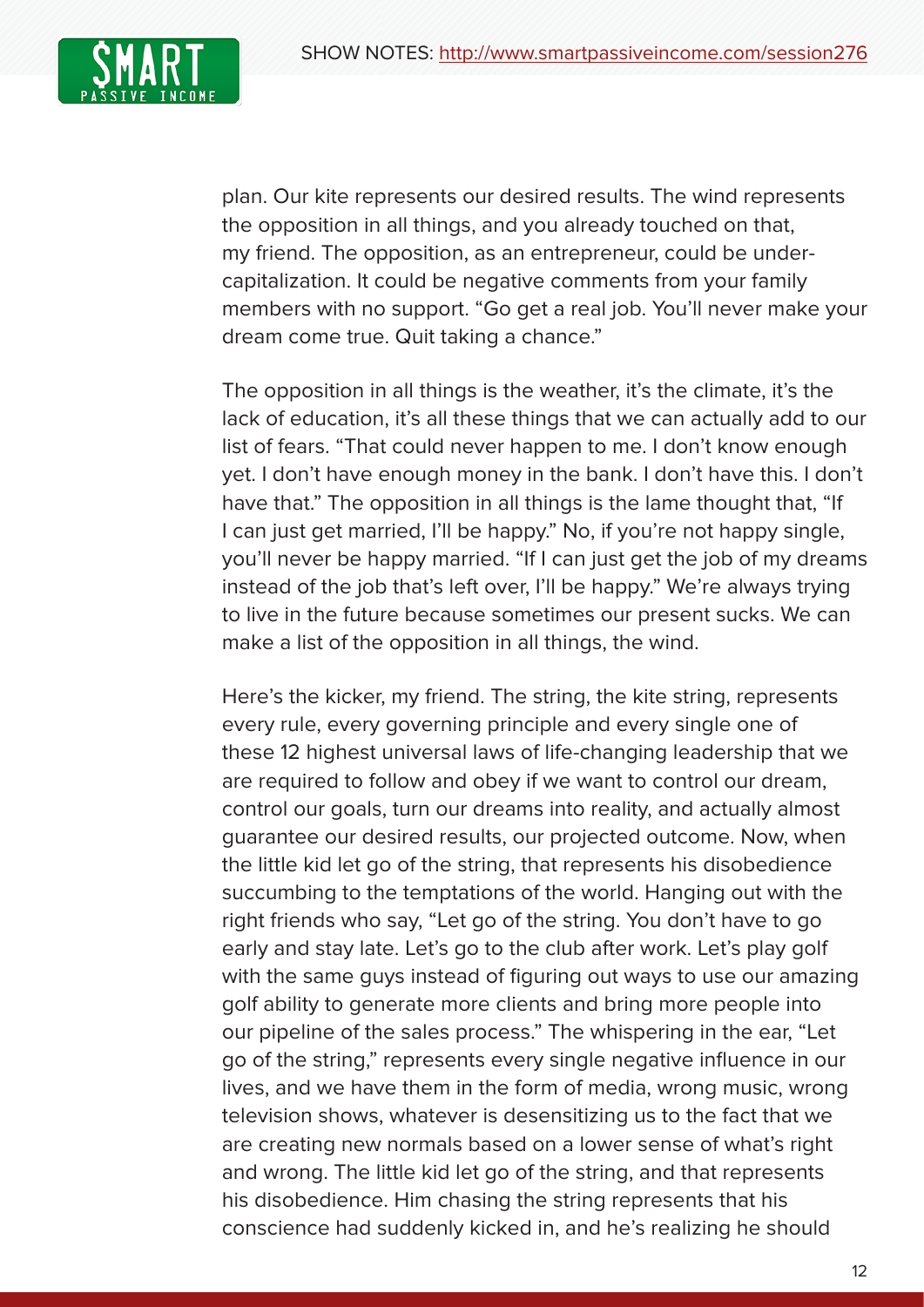plan. Our kite represents our desired results. The wind represents the opposition in all things, and you already touched on that, my friend. The opposition, as an entrepreneur, could be undercapitalization. It could be negative comments from your family members with no support. "Go get a real job. You'll never make your dream come true. Quit taking a chance."

The opposition in all things is the weather, it's the climate, it's the lack of education, it's all these things that we can actually add to our list of fears. "That could never happen to me. I don't know enough yet. I don't have enough money in the bank. I don't have this. I don't have that." The opposition in all things is the lame thought that, "If I can just get married, I'll be happy." No, if you're not happy single, you'll never be happy married. "If I can just get the job of my dreams instead of the job that's left over, I'll be happy." We're always trying to live in the future because sometimes our present sucks. We can make a list of the opposition in all things, the wind.

Here's the kicker, my friend. The string, the kite string, represents every rule, every governing principle and every single one of these 12 highest universal laws of life-changing leadership that we are required to follow and obey if we want to control our dream, control our goals, turn our dreams into reality, and actually almost guarantee our desired results, our projected outcome. Now, when the little kid let go of the string, that represents his disobedience succumbing to the temptations of the world. Hanging out with the right friends who say, "Let go of the string. You don't have to go early and stay late. Let's go to the club after work. Let's play golf with the same guys instead of figuring out ways to use our amazing golf ability to generate more clients and bring more people into our pipeline of the sales process." The whispering in the ear, "Let go of the string," represents every single negative influence in our lives, and we have them in the form of media, wrong music, wrong television shows, whatever is desensitizing us to the fact that we are creating new normals based on a lower sense of what's right and wrong. The little kid let go of the string, and that represents his disobedience. Him chasing the string represents that his conscience had suddenly kicked in, and he's realizing he should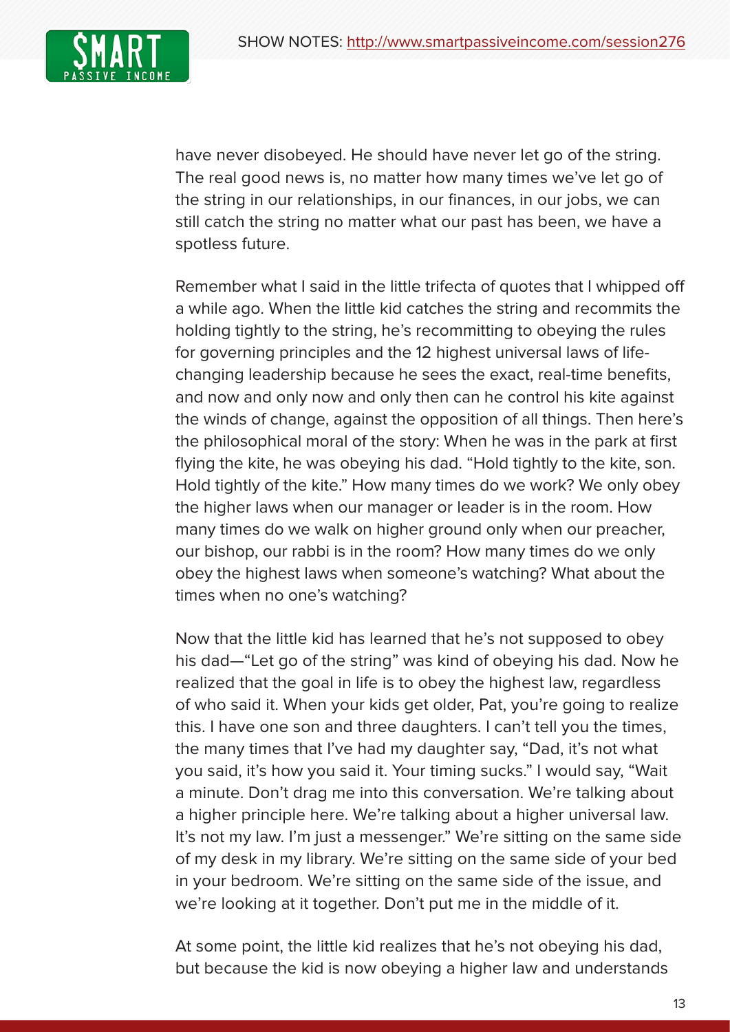have never disobeyed. He should have never let go of the string. The real good news is, no matter how many times we've let go of the string in our relationships, in our finances, in our jobs, we can still catch the string no matter what our past has been, we have a spotless future.

Remember what I said in the little trifecta of quotes that I whipped off a while ago. When the little kid catches the string and recommits the holding tightly to the string, he's recommitting to obeying the rules for governing principles and the 12 highest universal laws of life-changing leadership because he sees the exact, real-time benefits, and now and only now and only then can he control his kite against the winds of change, against the opposition of all things. Then here's the philosophical moral of the story: When he was in the park at first flying the kite, he was obeying his dad. "Hold tightly to the kite, son. Hold tightly of the kite." How many times do we work? We only obey the higher laws when our manager or leader is in the room. How many times do we walk on higher ground only when our preacher, our bishop, our rabbi is in the room? How many times do we only obey the highest laws when someone's watching? What about the times when no one's watching?

Now that the little kid has learned that he's not supposed to obey his dad—"Let go of the string" was kind of obeying his dad. Now he realized that the goal in life is to obey the highest law, regardless of who said it. When your kids get older, Pat, you're going to realize this. I have one son and three daughters. I can't tell you the times, the many times that I've had my daughter say, "Dad, it's not what you said, it's how you said it. Your timing sucks." I would say, "Wait a minute. Don't drag me into this conversation. We're talking about a higher principle here. We're talking about a higher universal law. It's not my law. I'm just a messenger." We're sitting on the same side of my desk in my library. We're sitting on the same side of your bed in your bedroom. We're sitting on the same side of the issue, and we're looking at it together. Don't put me in the middle of it.

At some point, the little kid realizes that he's not obeying his dad, but because the kid is now obeying a higher law and understands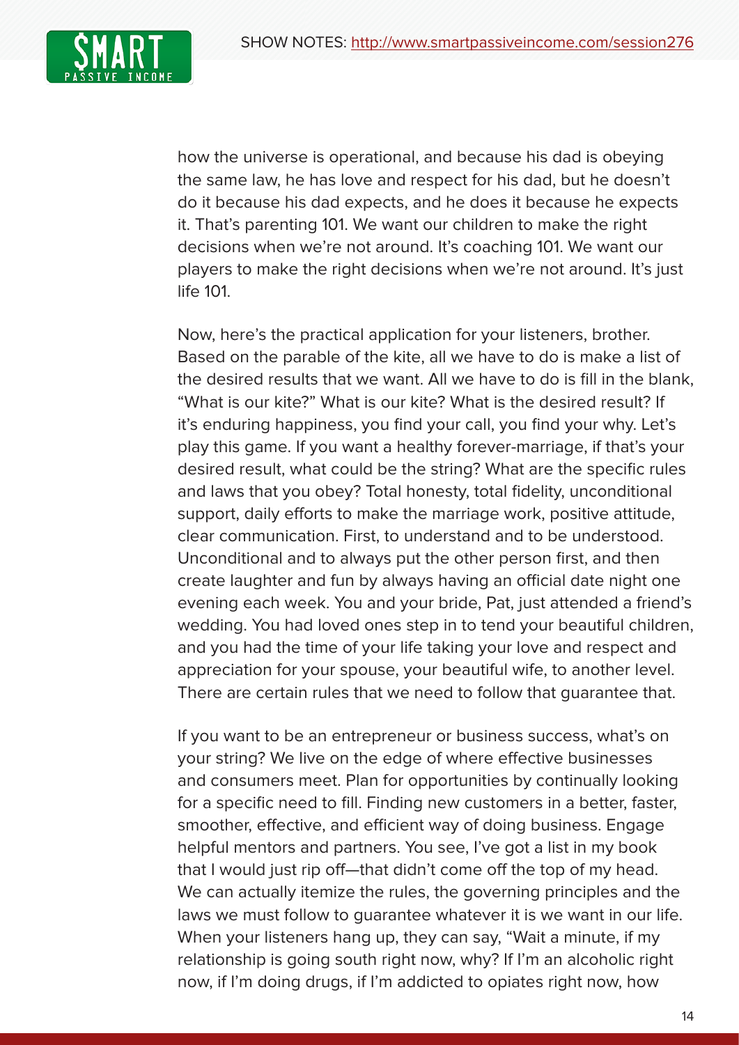how the universe is operational, and because his dad is obeying the same law, he has love and respect for his dad, but he doesn't do it because his dad expects, and he does it because he expects it. That's parenting 101. We want our children to make the right decisions when we're not around. It's coaching 101. We want our players to make the right decisions when we're not around. It's just life 101.

Now, here's the practical application for your listeners, brother. Based on the parable of the kite, all we have to do is make a list of the desired results that we want. All we have to do is fill in the blank, "What is our kite?" What is our kite? What is the desired result? If it's enduring happiness, you find your call, you find your why. Let's play this game. If you want a healthy forever-marriage, if that's your desired result, what could be the string? What are the specific rules and laws that you obey? Total honesty, total fidelity, unconditional support, daily efforts to make the marriage work, positive attitude, clear communication. First, to understand and to be understood. Unconditional and to always put the other person first, and then create laughter and fun by always having an official date night one evening each week. You and your bride, Pat, just attended a friend's wedding. You had loved ones step in to tend your beautiful children, and you had the time of your life taking your love and respect and appreciation for your spouse, your beautiful wife, to another level. There are certain rules that we need to follow that guarantee that.

If you want to be an entrepreneur or business success, what's on your string? We live on the edge of where effective businesses and consumers meet. Plan for opportunities by continually looking for a specific need to fill. Finding new customers in a better, faster, smoother, effective, and efficient way of doing business. Engage helpful mentors and partners. You see, I've got a list in my book that I would just rip off—that didn't come off the top of my head. We can actually itemize the rules, the governing principles and the laws we must follow to guarantee whatever it is we want in our life. When your listeners hang up, they can say, "Wait a minute, if my relationship is going south right now, why? If I'm an alcoholic right now, if I'm doing drugs, if I'm addicted to opiates right now, how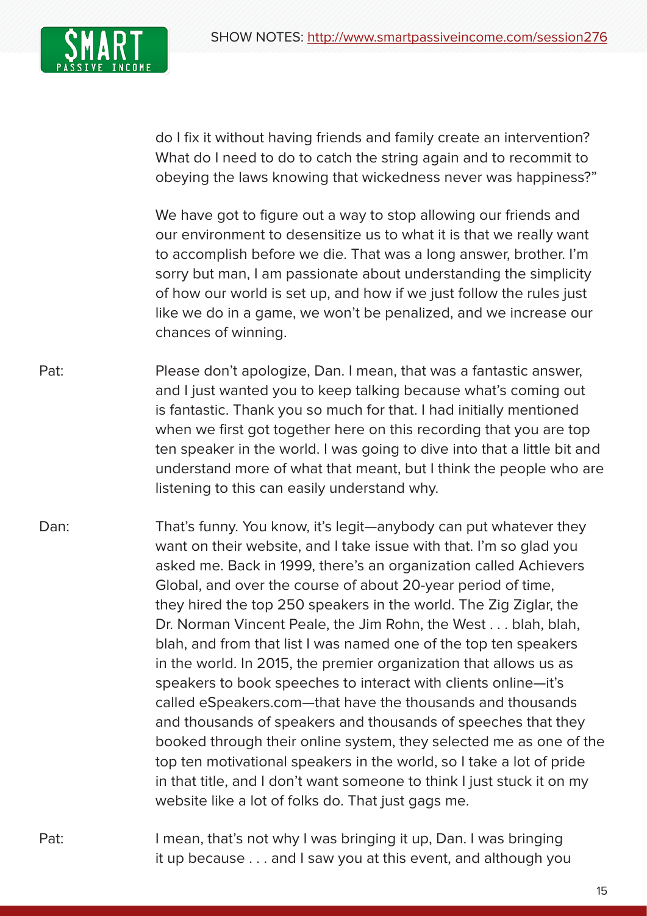do I fix it without having friends and family create an intervention? What do I need to do to catch the string again and to recommit to obeying the laws knowing that wickedness never was happiness?"

We have got to figure out a way to stop allowing our friends and our environment to desensitize us to what it is that we really want to accomplish before we die. That was a long answer, brother. I'm sorry but man, I am passionate about understanding the simplicity of how our world is set up, and how if we just follow the rules just like we do in a game, we won't be penalized, and we increase our chances of winning.

Pat: Please don't apologize, Dan. I mean, that was a fantastic answer, and I just wanted you to keep talking because what's coming out is fantastic. Thank you so much for that. I had initially mentioned when we first got together here on this recording that you are top ten speaker in the world. I was going to dive into that a little bit and understand more of what that meant, but I think the people who are listening to this can easily understand why.

Dan: That's funny. You know, it's legit—anybody can put whatever they want on their website, and I take issue with that. I'm so glad you asked me. Back in 1999, there's an organization called Achievers Global, and over the course of about 20-year period of time, they hired the top 250 speakers in the world. The Zig Ziglar, the Dr. Norman Vincent Peale, the Jim Rohn, the West . . . blah, blah, blah, and from that list I was named one of the top ten speakers in the world. In 2015, the premier organization that allows us as speakers to book speeches to interact with clients online—it's called eSpeakers.com—that have the thousands and thousands and thousands of speakers and thousands of speeches that they booked through their online system, they selected me as one of the top ten motivational speakers in the world, so I take a lot of pride in that title, and I don't want someone to think I just stuck it on my website like a lot of folks do. That just gags me.

Pat: I mean, that's not why I was bringing it up, Dan. I was bringing it up because . . . and I saw you at this event, and although you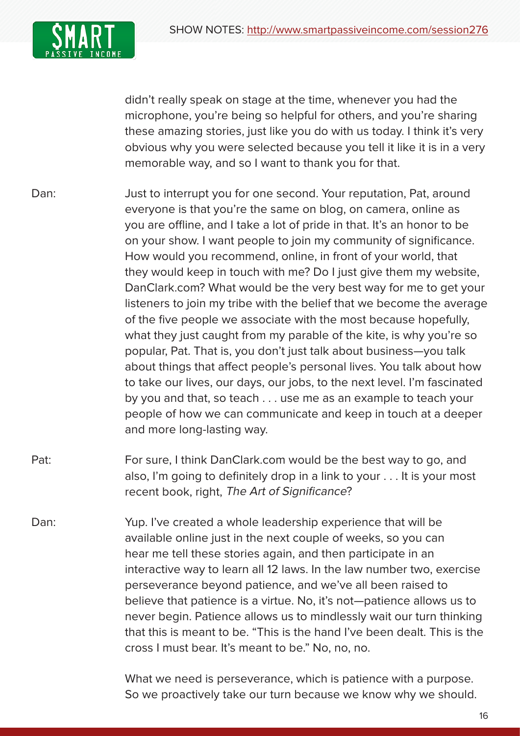didn't really speak on stage at the time, whenever you had the microphone, you're being so helpful for others, and you're sharing these amazing stories, just like you do with us today. I think it's very obvious why you were selected because you tell it like it is in a very memorable way, and so I want to thank you for that.

Dan: Just to interrupt you for one second. Your reputation, Pat, around everyone is that you're the same on blog, on camera, online as you are offline, and I take a lot of pride in that. It's an honor to be on your show. I want people to join my community of significance. How would you recommend, online, in front of your world, that they would keep in touch with me? Do I just give them my website, DanClark.com? What would be the very best way for me to get your listeners to join my tribe with the belief that we become the average of the five people we associate with the most because hopefully, what they just caught from my parable of the kite, is why you're so popular, Pat. That is, you don't just talk about business—you talk about things that affect people's personal lives. You talk about how to take our lives, our days, our jobs, to the next level. I'm fascinated by you and that, so teach . . . use me as an example to teach your people of how we can communicate and keep in touch at a deeper and more long-lasting way.

Pat: For sure, I think DanClark.com would be the best way to go, and also, I'm going to definitely drop in a link to your . . . It is your most recent book, right, *The Art of Significance*?

Dan: Yup. I've created a whole leadership experience that will be available online just in the next couple of weeks, so you can hear me tell these stories again, and then participate in an interactive way to learn all 12 laws. In the law number two, exercise perseverance beyond patience, and we've all been raised to believe that patience is a virtue. No, it's not—patience allows us to never begin. Patience allows us to mindlessly wait our turn thinking that this is meant to be. "This is the hand I've been dealt. This is the cross I must bear. It's meant to be." No, no, no.

What we need is perseverance, which is patience with a purpose. So we proactively take our turn because we know why we should.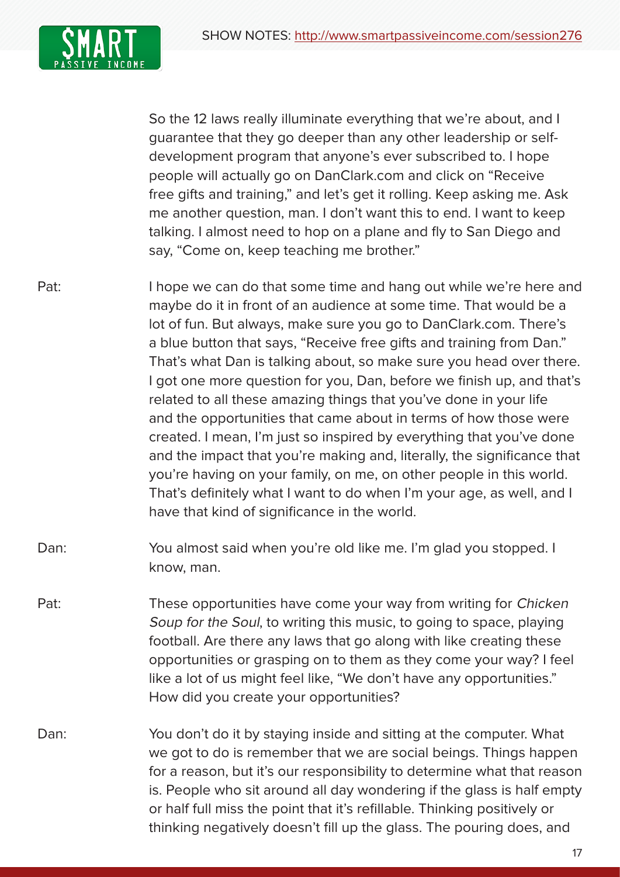So the 12 laws really illuminate everything that we're about, and I guarantee that they go deeper than any other leadership or self-development program that anyone's ever subscribed to. I hope people will actually go on DanClark.com and click on "Receive free gifts and training," and let's get it rolling. Keep asking me. Ask me another question, man. I don't want this to end. I want to keep talking. I almost need to hop on a plane and fly to San Diego and say, "Come on, keep teaching me brother."

Pat: I hope we can do that some time and hang out while we're here and maybe do it in front of an audience at some time. That would be a lot of fun. But always, make sure you go to DanClark.com. There's a blue button that says, "Receive free gifts and training from Dan." That's what Dan is talking about, so make sure you head over there. I got one more question for you, Dan, before we finish up, and that's related to all these amazing things that you've done in your life and the opportunities that came about in terms of how those were created. I mean, I'm just so inspired by everything that you've done and the impact that you're making and, literally, the significance that you're having on your family, on me, on other people in this world. That's definitely what I want to do when I'm your age, as well, and I have that kind of significance in the world.

Dan: You almost said when you're old like me. I'm glad you stopped. I know, man.

Pat: These opportunities have come your way from writing for *Chicken Soup for the Soul*, to writing this music, to going to space, playing football. Are there any laws that go along with like creating these opportunities or grasping on to them as they come your way? I feel like a lot of us might feel like, "We don't have any opportunities." How did you create your opportunities?

Dan: You don't do it by staying inside and sitting at the computer. What we got to do is remember that we are social beings. Things happen for a reason, but it's our responsibility to determine what that reason is. People who sit around all day wondering if the glass is half empty or half full miss the point that it's refillable. Thinking positively or thinking negatively doesn't fill up the glass. The pouring does, and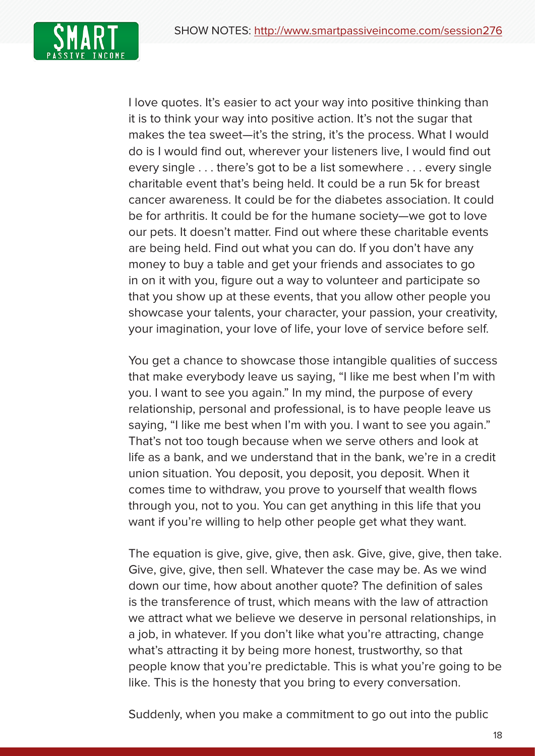I love quotes. It's easier to act your way into positive thinking than it is to think your way into positive action. It's not the sugar that makes the tea sweet—it's the string, it's the process. What I would do is I would find out, wherever your listeners live, I would find out every single . . . there's got to be a list somewhere . . . every single charitable event that's being held. It could be a run 5k for breast cancer awareness. It could be for the diabetes association. It could be for arthritis. It could be for the humane society—we got to love our pets. It doesn't matter. Find out where these charitable events are being held. Find out what you can do. If you don't have any money to buy a table and get your friends and associates to go in on it with you, figure out a way to volunteer and participate so that you show up at these events, that you allow other people you showcase your talents, your character, your passion, your creativity, your imagination, your love of life, your love of service before self.

You get a chance to showcase those intangible qualities of success that make everybody leave us saying, "I like me best when I'm with you. I want to see you again." In my mind, the purpose of every relationship, personal and professional, is to have people leave us saying, "I like me best when I'm with you. I want to see you again." That's not too tough because when we serve others and look at life as a bank, and we understand that in the bank, we're in a credit union situation. You deposit, you deposit, you deposit. When it comes time to withdraw, you prove to yourself that wealth flows through you, not to you. You can get anything in this life that you want if you're willing to help other people get what they want.

The equation is give, give, give, then ask. Give, give, give, then take. Give, give, give, then sell. Whatever the case may be. As we wind down our time, how about another quote? The definition of sales is the transference of trust, which means with the law of attraction we attract what we believe we deserve in personal relationships, in a job, in whatever. If you don't like what you're attracting, change what's attracting it by being more honest, trustworthy, so that people know that you're predictable. This is what you're going to be like. This is the honesty that you bring to every conversation.

Suddenly, when you make a commitment to go out into the public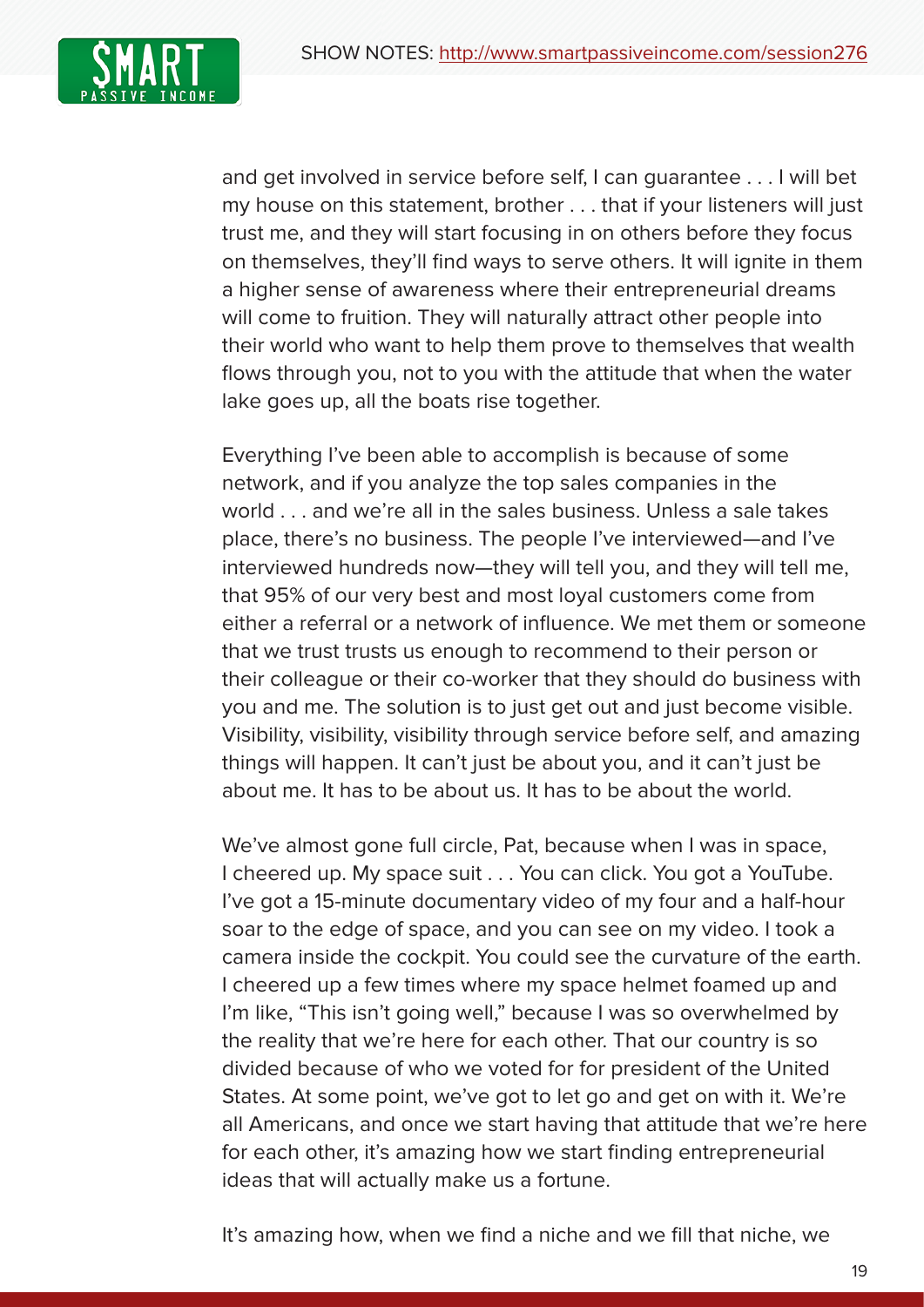and get involved in service before self, I can guarantee . . . I will bet my house on this statement, brother . . . that if your listeners will just trust me, and they will start focusing in on others before they focus on themselves, they'll find ways to serve others. It will ignite in them a higher sense of awareness where their entrepreneurial dreams will come to fruition. They will naturally attract other people into their world who want to help them prove to themselves that wealth flows through you, not to you with the attitude that when the water lake goes up, all the boats rise together.

Everything I've been able to accomplish is because of some network, and if you analyze the top sales companies in the world . . . and we're all in the sales business. Unless a sale takes place, there's no business. The people I've interviewed—and I've interviewed hundreds now—they will tell you, and they will tell me, that 95% of our very best and most loyal customers come from either a referral or a network of influence. We met them or someone that we trust trusts us enough to recommend to their person or their colleague or their co-worker that they should do business with you and me. The solution is to just get out and just become visible. Visibility, visibility, visibility through service before self, and amazing things will happen. It can't just be about you, and it can't just be about me. It has to be about us. It has to be about the world.

We've almost gone full circle, Pat, because when I was in space, I cheered up. My space suit . . . You can click. You got a YouTube. I've got a 15-minute documentary video of my four and a half-hour soar to the edge of space, and you can see on my video. I took a camera inside the cockpit. You could see the curvature of the earth. I cheered up a few times where my space helmet foamed up and I'm like, "This isn't going well," because I was so overwhelmed by the reality that we're here for each other. That our country is so divided because of who we voted for for president of the United States. At some point, we've got to let go and get on with it. We're all Americans, and once we start having that attitude that we're here for each other, it's amazing how we start finding entrepreneurial ideas that will actually make us a fortune.

It's amazing how, when we find a niche and we fill that niche, we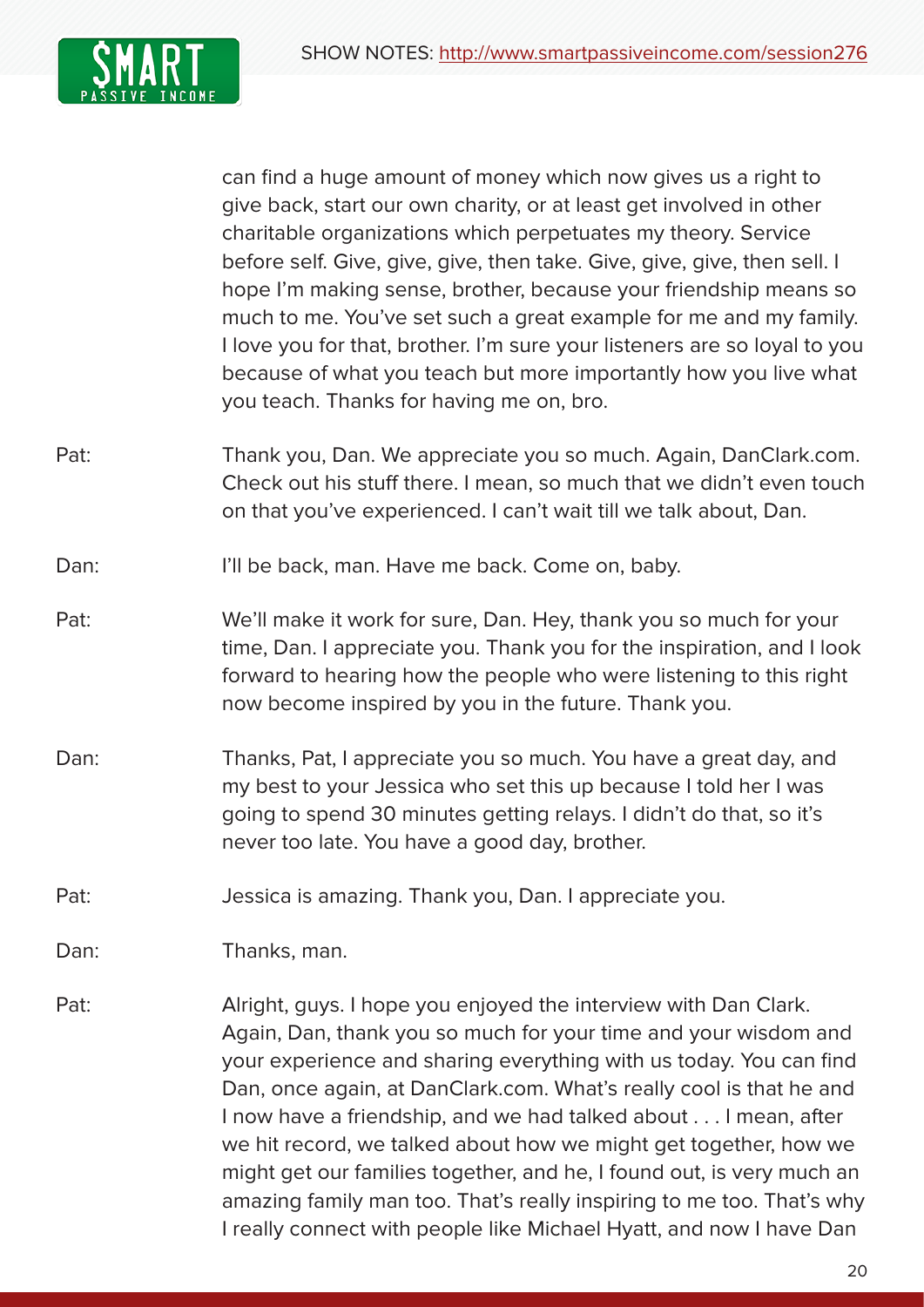can find a huge amount of money which now gives us a right to give back, start our own charity, or at least get involved in other charitable organizations which perpetuates my theory. Service before self. Give, give, give, then take. Give, give, give, then sell. I hope I'm making sense, brother, because your friendship means so much to me. You've set such a great example for me and my family. I love you for that, brother. I'm sure your listeners are so loyal to you because of what you teach but more importantly how you live what you teach. Thanks for having me on, bro.

Pat: Thank you, Dan. We appreciate you so much. Again, DanClark.com. Check out his stuff there. I mean, so much that we didn't even touch on that you've experienced. I can't wait till we talk about, Dan.

Dan: I'll be back, man. Have me back. Come on, baby.

Pat: We'll make it work for sure, Dan. Hey, thank you so much for your time, Dan. I appreciate you. Thank you for the inspiration, and I look forward to hearing how the people who were listening to this right now become inspired by you in the future. Thank you.

Dan: Thanks, Pat, I appreciate you so much. You have a great day, and my best to your Jessica who set this up because I told her I was going to spend 30 minutes getting relays. I didn't do that, so it's never too late. You have a good day, brother.

Pat: Jessica is amazing. Thank you, Dan. I appreciate you.

Dan: Thanks, man.

Pat: Alright, guys. I hope you enjoyed the interview with Dan Clark. Again, Dan, thank you so much for your time and your wisdom and your experience and sharing everything with us today. You can find Dan, once again, at DanClark.com. What's really cool is that he and I now have a friendship, and we had talked about . . . I mean, after we hit record, we talked about how we might get together, how we might get our families together, and he, I found out, is very much an amazing family man too. That's really inspiring to me too. That's why I really connect with people like Michael Hyatt, and now I have Dan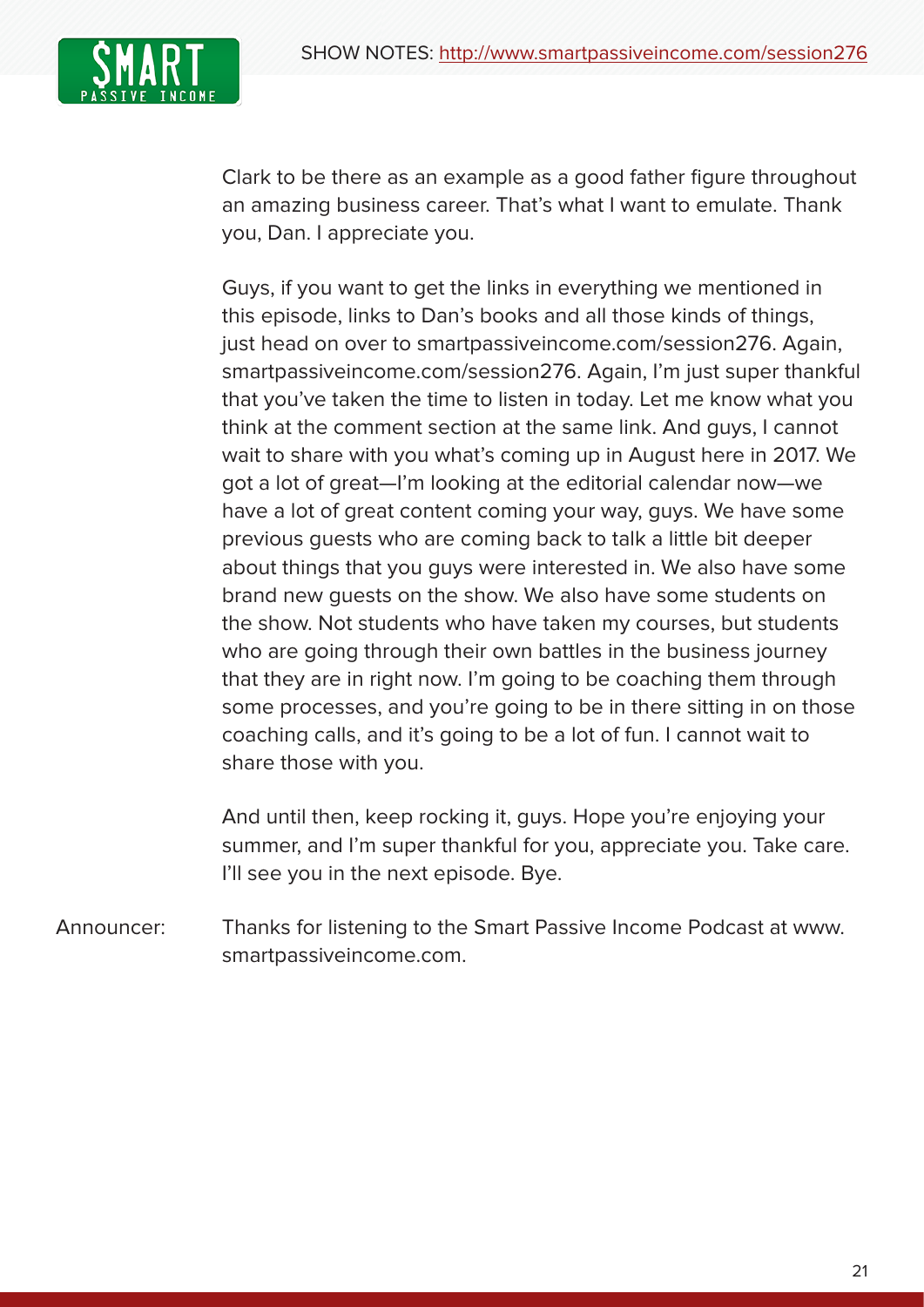Clark to be there as an example as a good father figure throughout an amazing business career. That's what I want to emulate. Thank you, Dan. I appreciate you.

Guys, if you want to get the links in everything we mentioned in this episode, links to Dan's books and all those kinds of things, just head on over to smartpassiveincome.com/session276. Again, smartpassiveincome.com/session276. Again, I'm just super thankful that you've taken the time to listen in today. Let me know what you think at the comment section at the same link. And guys, I cannot wait to share with you what's coming up in August here in 2017. We got a lot of great—I'm looking at the editorial calendar now—we have a lot of great content coming your way, guys. We have some previous guests who are coming back to talk a little bit deeper about things that you guys were interested in. We also have some brand new guests on the show. We also have some students on the show. Not students who have taken my courses, but students who are going through their own battles in the business journey that they are in right now. I'm going to be coaching them through some processes, and you're going to be in there sitting in on those coaching calls, and it's going to be a lot of fun. I cannot wait to share those with you.

And until then, keep rocking it, guys. Hope you're enjoying your summer, and I'm super thankful for you, appreciate you. Take care. I'll see you in the next episode. Bye.

Announcer: Thanks for listening to the Smart Passive Income Podcast at www.smartpassiveincome.com.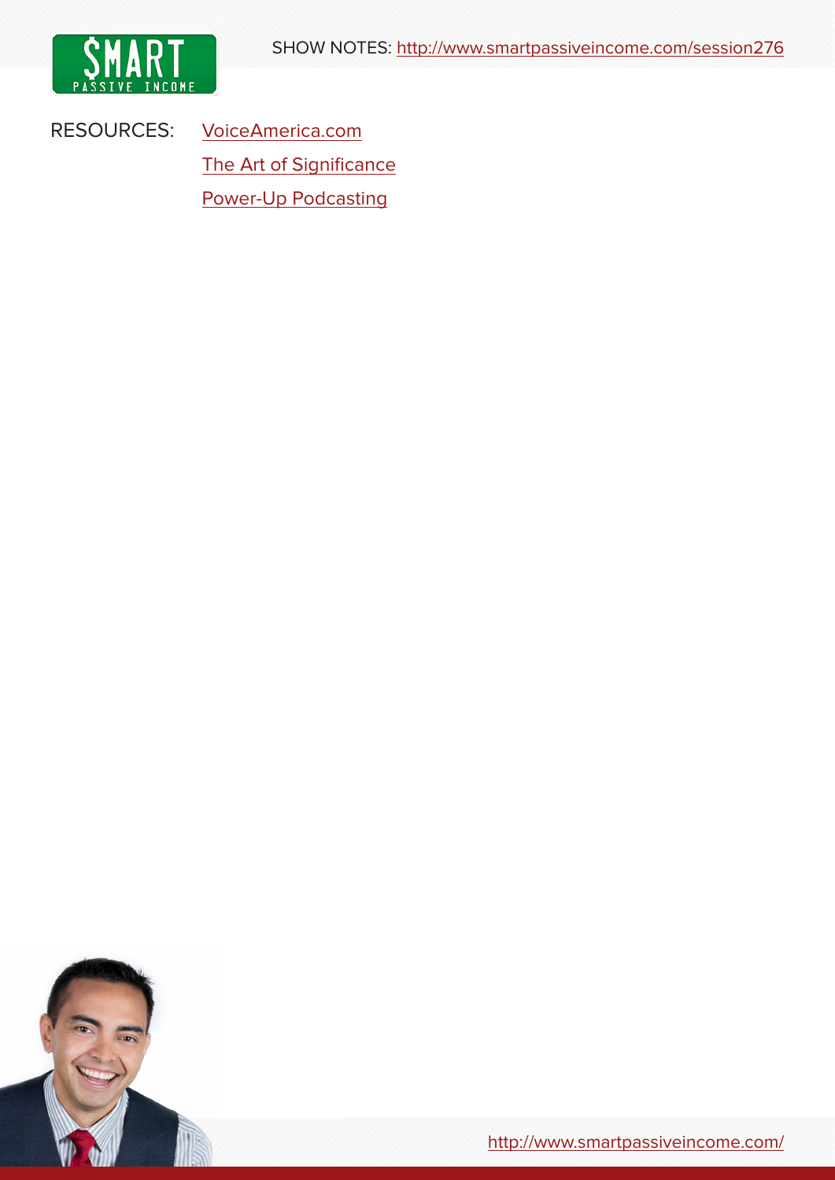RESOURCES:

- VoiceAmerica.com
- The Art of Significance
- Power-Up Podcasting